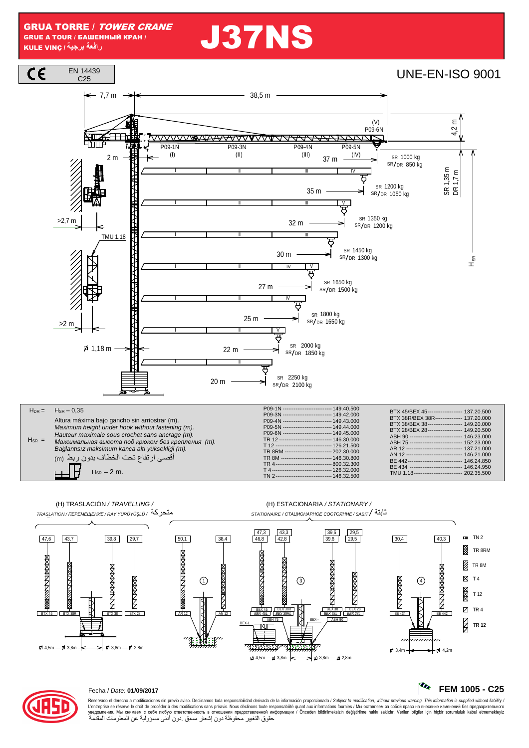# GRUA TORRE / *TOWER CRANE*

**GRUE A TOUR / БАШЕННЫЙ КРАН / KULE VINÇ / رافعة برجية**

# J37NS

CE — EN 14439 C25

UNE-EN-ISO 9001

7,7 m — 38,5 m

(V) P09-6N — 4,2 m

P09-1N (I) — P09-3N (II) — P09-4N (III) — P09-5N (IV)

2 m

| Jib length | SR | SR/DR |
|---|---|---|
| 37 m | 1000 kg | 850 kg |
| 35 m | 1200 kg | 1050 kg |
| 32 m | 1350 kg | 1200 kg |
| 30 m | 1450 kg | 1300 kg |
| 27 m | 1650 kg | 1500 kg |
| 25 m | 1800 kg | 1650 kg |
| 22 m | 2000 kg | 1850 kg |
| 20 m | 2250 kg | 2100 kg |

SR 1,35 m / DR 1,7 m

>2,7 m — TMU 1.18 — >2 m — ⌀ 1,18 m — $H_{SR}$

$H_{DR}$ = $H_{SR}$ – 0,35

$H_{SR}$ =
Altura máxima bajo gancho sin arriostrar (m).
*Maximum height under hook without fastening (m).*
*Hauteur maximale sous crochet sans ancrage (m).*
*Максимальная высота под крюком без крепления (m).*
*Bağlantısız maksimum kanca altı yüksekliği (m).*
أقصى ارتفاع تحت الخطاف بدون ربط (m)

$H_{SR}$ – 2 m.

| Code | | Code | | Code | |
|---|---|---|---|---|---|
| P09-1N | 149.40.500 | TR 12 | 146.30.000 | BTX 45/BEX 45 | 137.20.500 |
| P09-3N | 149.42.000 | T 12 | 126.21.500 | BTX 38R/BEX 38R | 137.20.000 |
| P09-4N | 149.43.000 | TR 8RM | 202.30.000 | BTX 38/BEX 38 | 149.20.000 |
| P09-5N | 149.44.000 | TR 8M | 146.30.800 | BTX 28/BEX 28 | 149.20.500 |
| P09-6N | 149.45.000 | TR 4 | 800.32.300 | ABH 90 | 146.23.000 |
| | | T 4 | 126.32.000 | ABH 75 | 152.23.000 |
| | | TN 2 | 146.32.500 | AR 12 | 137.21.000 |
| | | | | AN 12 | 146.21.000 |
| | | | | BE 442 | 146.24.850 |
| | | | | BE 434 | 146.24.950 |
| | | | | TMU 1.18 | 202.35.500 |

**(H) TRASLACIÓN / *TRAVELLING* /** *TRASLATION / ПЕРЕМЕЩЕНИЕ / RAY YÜRÜYÜŞLÜ /* متحركة

**(H) ESTACIONARIA / *STATIONARY* /** *STATIONAIRE / СТАЦИОНАРНОЕ СОСТОЯНИЕ / SABIT /* ثابتة

Travelling: BTX 45: 47,6 — BTX 38R: 43,7 — BTX 38: 39,8 — BTX 28: 29,7 — ⌀ 4,5m — ⌀ 3,8m — ⌀ 3,8m — ⌀ 2,8m

Stationary ①: AR 12: 50,1 — AN 12: 38,4

Stationary ③: BEX 45 / BEX 45L: 47,3 / 46,8 — BEX 38R / BEX 38RL: 43,3 / 42,8 — BEX 38 / BEX 38L: 39,6 / 39,6 — BEX 28 / BEX 28L: 29,5 / 29,5 — ABH 75 — ABH 90 — BEX-L — BEX-- — ⌀ 4,5m — ⌀ 3,8m — ⌀ 3,8m — ⌀ 2,8m

Stationary ④: BE 434: 30,4 — BE 442: 40,3 — ⌀ 3,4m — ⌀ 4,2m

Legend: TN 2 — TR 8RM — TR 8M — T 4 — T 12 — TR 4 — **TR 12**

Fecha / *Date:* **01/09/2017**

**FEM 1005 - C25**

Reservado el derecho a modificaciones sin previo aviso. Declinamos toda responsabilidad derivada de la información proporcionada / *Subject to modification, without previous warning. This information is supplied without liability /* L'entreprise se réserve le droit de procéder à des modifications sans préavis. Nous déclinons toute responsabilité quant aux informations fournies / Мы оставляем за собой право на внесение изменений без предварительного уведомления. Мы снимаем с себя любую ответственность в отношении предоставленной информации / Önceden bildirilmeksizin değiştirilme hakkı saklıdır. Verilen bilgiler için hiçbir sorumluluk kabul etmemekteyiz
حقوق التغيير محفوظة دون إشعار مسبق .دون أدنى مسؤولية عن المعلومات المقدمة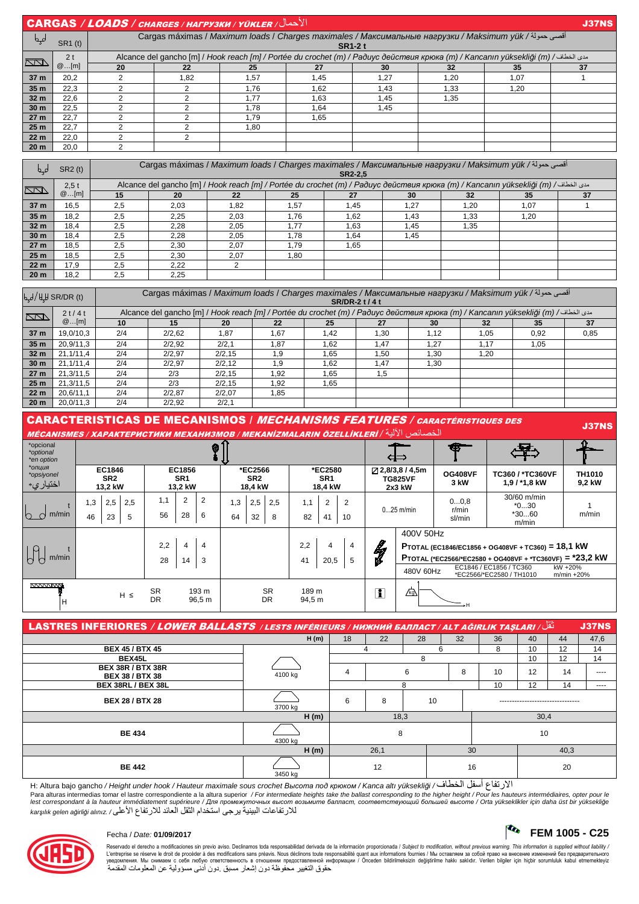## CARGAS / *LOADS* / *CHARGES / НАГРУЗКИ / YÜKLER* / الأحمال

**J37NS**

| SR1 (t) | | Cargas máximas / *Maximum loads* / Charges maximales / Максимальные нагрузки / Maksimum yük / أقصى حمولة — SR1-2 t | | | | | | | |
|---|---|---|---|---|---|---|---|---|---|
| | 2 t | Alcance del gancho [m] / *Hook reach [m]* / Portée du crochet (m) / Радиус действия крюка (m) / Kancanın yüksekliği (m) / مدى الخطاف | | | | | | | |
| | @...[m] | 20 | 22 | 25 | 27 | 30 | 32 | 35 | 37 |
| **37 m** | 20,2 | 2 | 1,82 | 1,57 | 1,45 | 1,27 | 1,20 | 1,07 | 1 |
| **35 m** | 22,3 | 2 | 2 | 1,76 | 1,62 | 1,43 | 1,33 | 1,20 | |
| **32 m** | 22,6 | 2 | 2 | 1,77 | 1,63 | 1,45 | 1,35 | | |
| **30 m** | 22,5 | 2 | 2 | 1,78 | 1,64 | 1,45 | | | |
| **27 m** | 22,7 | 2 | 2 | 1,79 | 1,65 | | | | |
| **25 m** | 22,7 | 2 | 2 | 1,80 | | | | | |
| **22 m** | 22,0 | 2 | 2 | | | | | | |
| **20 m** | 20,0 | 2 | | | | | | | |

| SR2 (t) | | Cargas máximas / *Maximum loads* / Charges maximales / Максимальные нагрузки / Maksimum yük / أقصى حمولة — SR2-2,5 | | | | | | | | |
|---|---|---|---|---|---|---|---|---|---|---|
| | 2,5 t | Alcance del gancho [m] / *Hook reach [m]* / Portée du crochet (m) / Радиус действия крюка (m) / Kancanın yüksekliği (m) / مدى الخطاف | | | | | | | | |
| | @...[m] | 15 | 20 | 22 | 25 | 27 | 30 | 32 | 35 | 37 |
| **37 m** | 16,5 | 2,5 | 2,03 | 1,82 | 1,57 | 1,45 | 1,27 | 1,20 | 1,07 | 1 |
| **35 m** | 18,2 | 2,5 | 2,25 | 2,03 | 1,76 | 1,62 | 1,43 | 1,33 | 1,20 | |
| **32 m** | 18,4 | 2,5 | 2,28 | 2,05 | 1,77 | 1,63 | 1,45 | 1,35 | | |
| **30 m** | 18,4 | 2,5 | 2,28 | 2,05 | 1,78 | 1,64 | 1,45 | | | |
| **27 m** | 18,5 | 2,5 | 2,30 | 2,07 | 1,79 | 1,65 | | | | |
| **25 m** | 18,5 | 2,5 | 2,30 | 2,07 | 1,80 | | | | | |
| **22 m** | 17,9 | 2,5 | 2,22 | 2 | | | | | | |
| **20 m** | 18,2 | 2,5 | 2,25 | | | | | | | |

| SR/DR (t) | | Cargas máximas / *Maximum loads* / Charges maximales / Максимальные нагрузки / Maksimum yük / أقصى حمولة — SR/DR-2 t / 4 t | | | | | | | | | |
|---|---|---|---|---|---|---|---|---|---|---|---|
| | 2 t / 4 t | Alcance del gancho [m] / *Hook reach [m]* / Portée du crochet (m) / Радиус действия крюка (m) / Kancanın yüksekliği (m) / مدى الخطاف | | | | | | | | | |
| | @...[m] | 10 | 15 | 20 | 22 | 25 | 27 | 30 | 32 | 35 | 37 |
| **37 m** | 19,0/10,3 | 2/4 | 2/2,62 | 1,87 | 1,67 | 1,42 | 1,30 | 1,12 | 1,05 | 0,92 | 0,85 |
| **35 m** | 20,9/11,3 | 2/4 | 2/2,92 | 2/2,1 | 1,87 | 1,62 | 1,47 | 1,27 | 1,17 | 1,05 | |
| **32 m** | 21,1/11,4 | 2/4 | 2/2,97 | 2/2,15 | 1,9 | 1,65 | 1,50 | 1,30 | 1,20 | | |
| **30 m** | 21,1/11,4 | 2/4 | 2/2,97 | 2/2,12 | 1,9 | 1,62 | 1,47 | 1,30 | | | |
| **27 m** | 21,3/11,5 | 2/4 | 2/3 | 2/2,15 | 1,92 | 1,65 | 1,5 | | | | |
| **25 m** | 21,3/11,5 | 2/4 | 2/3 | 2/2,15 | 1,92 | 1,65 | | | | | |
| **22 m** | 20,6/11,1 | 2/4 | 2/2,87 | 2/2,07 | 1,85 | | | | | | |
| **20 m** | 20,0/11,3 | 2/4 | 2/2,92 | 2/2,1 | | | | | | | |

## CARACTERISTICAS DE MECANISMOS / *MECHANISMS FEATURES* / *CARACTÉRISTIQUES DES MÉCANISMES / ХАРАКТЕРИСТИКИ МЕХАНИЗМОВ / MEKANİZMALARIN ÖZELLİKLERİ* / الخصائص الآلية

**J37NS**

*opcional / *optional / *en option / *опция / *opsiyonel / اختياري*

| | EC1846 SR2 13,2 kW | EC1856 SR1 13,2 kW | *EC2566 SR2 18,4 kW | *EC2580 SR1 18,4 kW | 2,8/3,8 / 4,5m TG825VF 2x3 kW | OG408VF 3 kW | TC360 / *TC360VF 1,9 / *1,8 kW | TH1010 9,2 kW |
|---|---|---|---|---|---|---|---|---|
| t / m/min | 1,3 / 2,5 / 2,5 — 46 / 23 / 5 | 1,1 / 2 / 2 — 56 / 28 / 6 | 1,3 / 2,5 / 2,5 — 64 / 32 / 8 | 1,1 / 2 / 2 — 82 / 41 / 10 | 0...25 m/min | 0...0,8 r/min sl/min | 30/60 m/min *0...30 *30...60 m/min | 1 m/min |
| t / m/min (DR) | | 2,2 / 4 / 4 — 28 / 14 / 3 | | 2,2 / 4 / 4 — 41 / 20,5 / 5 | | | | |
| H ≤ | | SR 193 m — DR 96,5 m | | SR 189 m — DR 94,5 m | | | | |

400V 50Hz

P<sub></sub>TOTAL (EC1846/EC1856 + OG408VF + TC360) = **18,1 kW**

P<sub></sub>TOTAL (*EC2566/*EC2580 + OG408VF + *TC360VF) = ***23,2 kW**

480V 60Hz — EC1846 / EC1856 / TC360 / *EC2566/*EC2580 / TH1010: kW +20%, m/min +20%

## LASTRES INFERIORES / *LOWER BALLASTS* / *LESTS INFÉRIEURS / НИЖНИЙ БАЛЛАСТ / ALT AĞIRLIK TAŞLARI* / ثقل

**J37NS**

| | | H (m) | 18 | 22 | 28 | 32 | 36 | 40 | 44 | 47,6 |
|---|---|---|---|---|---|---|---|---|---|---|
| BEX 45 / BTX 45 | 4100 kg | | 4 | | 6 | | 8 | 10 | 12 | 14 |
| BEX45L | | | 8 | | | | | 10 | 12 | 14 |
| BEX 38R / BTX 38R<br>BEX 38 / BTX 38 | | | 4 | 6 | | 8 | 10 | 12 | 14 | ---- |
| BEX 38RL / BEX 38L | | | 8 | | | | 10 | 12 | 14 | ---- |
| BEX 28 / BTX 28 | 3700 kg | | 6 | 8 | 10 | | ---- | | | |

| | | H (m) | 18,3 | 30,4 |
|---|---|---|---|---|
| BE 434 | 4300 kg | | 8 | 10 |

| | | H (m) | 26,1 | 30 | 40,3 |
|---|---|---|---|---|---|
| BE 442 | 3450 kg | | 12 | 16 | 20 |

H: Altura bajo gancho / *Height under hook* / Hauteur maximale sous crochet Высота под крюком / Kanca altı yüksekliği / الارتفاع أسفل الخطاف

Para alturas intermedias tomar el lastre correspondiente a la altura superior / *For intermediate heights take the ballast corresponding to the higher height* / Pour les hauteurs intermédiaires, opter pour le lest correspondant à la hauteur immédiatement supérieure / Для промежуточных высот возьмите балласт, соответствующий большей высоте / Orta yükseklikler için daha üst bir yüksekliğe karşılık gelen ağirliği alınız. / للارتفاعات البينية يرجى استخدام الثقل العائد للارتفاع الأعلى

Fecha / *Date:* **01/09/2017**

**FEM 1005 - C25**

Reservado el derecho a modificaciones sin previo aviso. Declinamos toda responsabilidad derivada de la información proporcionada / *Subject to modification, without previous warning. This information is supplied without liability* / L'entreprise se réserve le droit de procéder à des modifications sans préavis. Nous déclinons toute responsabilité quant aux informations fournies / Мы оставляем за собой право на внесение изменений без предварительного уведомления. Мы снимаем с себя любую ответственность в отношении предоставленной информации / Önceden bildirilmeksizin değiştirilme hakkı saklıdır. Verilen bilgiler için hiçbir sorumluluk kabul etmemekteyiz

حقوق التغيير محفوظة دون إشعار مسبق .دون أدنى مسؤولية عن المعلومات المقدمة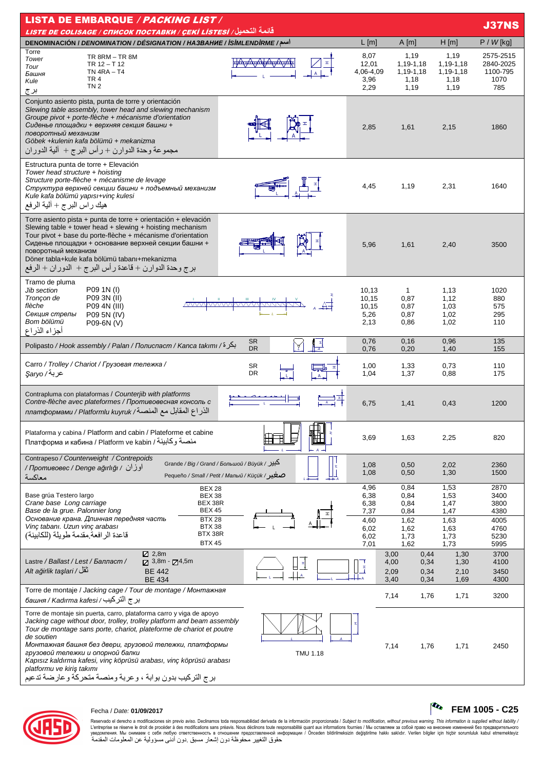# LISTA DE EMBARQUE / PACKING LIST / LISTE DE COLISAGE / СПИСОК ПОСТАВКИ / ÇEKİ LİSTESİ / قائمة التحميل

**J37NS**

| DENOMINACIÓN / DENOMINATION / DÉSIGNATION / НАЗВАНИЕ / İSİMLENDİRME / اسم | | L [m] | A [m] | H [m] | P / W [kg] |
|---|---|---|---|---|---|
| Torre / Tower / Tour / Башня / Kule / برج | TR 8RM – TR 8M<br>TR 12 – T 12<br>TN 4RA – T4<br>TR 4<br>TN 2 | 8,07<br>12,01<br>4,06-4,09<br>3,96<br>2,29 | 1,19<br>1,19-1,18<br>1,19-1,18<br>1,18<br>1,19 | 1,19<br>1,19-1,18<br>1,19-1,18<br>1,18<br>1,19 | 2575-2515<br>2840-2025<br>1100-795<br>1070<br>785 |
| Conjunto asiento pista, punta de torre y orientación / Slewing table assembly, tower head and slewing mechanism / Groupe pivot + porte-flèche + mécanisme d'orientation / Сиденье площадки + верхняя секция башни + поворотный механизм / Göbek +kulenin kafa bölümü + mekanizma / مجموعة وحدة الدوران + رأس البرج + آلية الدوران | | 2,85 | 1,61 | 2,15 | 1860 |
| Estructura punta de torre + Elevación / Tower head structure + hoisting / Structure porte-flèche + mécanisme de levage / Структура верхней секции башни + подъемный механизм / Kule kafa bölümü yapısı+vinç kulesi / هيك راس البرج + آلية الرفع | | 4,45 | 1,19 | 2,31 | 1640 |
| Torre asiento pista + punta de torre + orientación + elevación / Slewing table + tower head + slewing + hoisting mechanism / Tour pivot + base du porte-flèche + mécanisme d'orientation / Сиденье площадки + основание верхней секции башни + поворотный механизм / Döner tabla+kule kafa bölümü tabanı+mekanizma / برج وحدة الدوران + قاعدة رأس البرج + الدوران + الرفع | | 5,96 | 1,61 | 2,40 | 3500 |
| Tramo de pluma / Jib section / Tronçon de flèche / Секция стрелы / Bom bölümü / أجزاء الذراع | P09 1N (I)<br>P09 3N (II)<br>P09 4N (III)<br>P09 5N (IV)<br>P09-6N (V) | 10,13<br>10,15<br>10,15<br>5,26<br>2,13 | 1<br>0,87<br>0,87<br>0,87<br>0,86 | 1,13<br>1,12<br>1,03<br>1,02<br>1,02 | 1020<br>880<br>575<br>295<br>110 |
| Polipasto / Hook assembly / Palan / Полиспаст / Kanca takımı / بكرة | SR<br>DR | 0,76<br>0,76 | 0,16<br>0,20 | 0,96<br>1,40 | 135<br>155 |
| Carro / Trolley / Chariot / Грузовая тележка / Şaryo / عربة | SR<br>DR | 1,00<br>1,04 | 1,33<br>1,37 | 0,73<br>0,88 | 110<br>175 |
| Contrapluma con plataformas / Counterjib with platforms / Contre-flèche avec plateformes / Противовесная консоль с платформами / Platformlu kuyruk / الذراع المقابل مع المنصة | | 6,75 | 1,41 | 0,43 | 1200 |
| Plataforma y cabina / Platform and cabin / Plateforme et cabine / Платформа и кабина / Platform ve kabin / منصة وكابينة | | 3,69 | 1,63 | 2,25 | 820 |
| Contrapeso / Counterweight / Contrepoids / Противовес / Denge ağırlığı / اوزان معاكسة | Grande / Big / Grand / Большой / Büyük / كبير<br>Pequeño / Small / Petit / Малый / Küçük / صغير | 1,08<br>1,08 | 0,50<br>0,50 | 2,02<br>1,30 | 2360<br>1500 |
| Base grúa Testero largo / Crane base Long carriage / Base de la grue. Palonnier long | BEX 28<br>BEX 38<br>BEX 38R<br>BEX 45 | 4,96<br>6,38<br>6,38<br>7,37 | 0,84<br>0,84<br>0,84<br>0,84 | 1,53<br>1,53<br>1,47<br>1,47 | 2870<br>3400<br>3800<br>4380 |
| Основание крана. Длинная передняя часть / Vinç tabanı. Uzun vinç arabası / قاعدة الرافعة مقدمة طويلة (للكابينة) | BTX 28<br>BTX 38<br>BTX 38R<br>BTX 45 | 4,60<br>6,02<br>6,02<br>7,01 | 1,62<br>1,62<br>1,73<br>1,62 | 1,63<br>1,63<br>1,73<br>1,73 | 4005<br>4760<br>5230<br>5995 |
| Lastre / Ballast / Lest / Балласт / Alt ağırlık taşları / ثقل | ◪ 2,8m<br>◪ 3,8m - ◪4,5m<br>BE 442<br>BE 434 | 3,00<br>4,00<br>2,09<br>3,40 | 0,44<br>0,34<br>0,34<br>0,34 | 1,30<br>1,30<br>2,10<br>1,69 | 3700<br>4100<br>3450<br>4300 |
| Torre de montaje / Jacking cage / Tour de montage / Монтажная башня / Kadırma kafesi / برج التركيب | | 7,14 | 1,76 | 1,71 | 3200 |
| Torre de montaje sin puerta, carro, plataforma carro y viga de apoyo / Jacking cage without door, trolley, trolley platform and beam assembly / Tour de montage sans porte, chariot, plateforme de chariot et poutre de soutien / Монтажная башня без двери, грузовой тележки, платформы грузовой тележки и опорной балки / Kapısız kaldırma kafesi, vinç köprüsü arabası, vinç köprüsü arabası platformu ve kiriş takımı / برج التركيب بدون بوابة ، وعربة ومنصة متحركة وعارضة تدعيم | TMU 1.18 | 7,14 | 1,76 | 1,71 | 2450 |

Fecha / Date: **01/09/2017**

**FEM 1005 - C25**

Reservado el derecho a modificaciones sin previo aviso. Declinamos toda responsabilidad derivada de la información proporcionada / Subject to modification, without previous warning. This information is supplied without liability / L'entreprise se réserve le droit de procéder à des modifications sans préavis. Nous déclinons toute responsabilité quant aux informations fournies / Мы оставляем за собой право на внесение изменений без предварительного уведомления. Мы снимаем с себя любую ответственность в отношении предоставленной информации / Önceden bildirilmeksizin değiştirilme hakkı saklıdır. Verilen bilgiler için hiçbir sorumluluk kabul etmemekteyiz
حقوق التغيير محفوظة دون إشعار مسبق .دون أدنى مسؤولية عن المعلومات المقدمة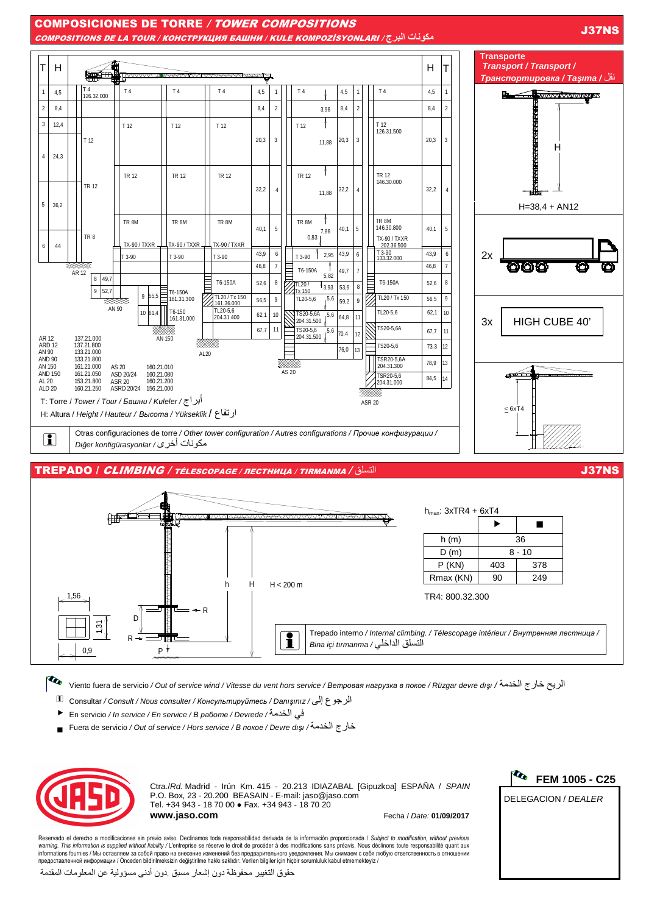# COMPOSICIONES DE TORRE / *TOWER COMPOSITIONS*

*COMPOSITIONS DE LA TOUR / КОНСТРУКЦИЯ БАШНИ / KULE KOMPOZİSYONLARI / مكونات البرج*

J37NS

T 4 126.32.000

T 12

TR 12

TR 8

AR 12

AN 90

AN 150

AL20

AS 20

ASR 20

| | |
|---|---|
| AR 12 | 137.21.000 |
| ARD 12 | 137.21.800 |
| AN 90 | 133.21.000 |
| AND 90 | 133.21.800 |
| AN 150 | 161.21.000 |
| AND 150 | 161.21.050 |
| AL 20 | 153.21.800 |
| ALD 20 | 160.21.250 |

| | |
|---|---|
| AS 20 | 160.21.010 |
| ASD 20/24 | 160.21.080 |
| ASR 20 | 160.21.200 |
| ASRD 20/24 | 156.21.000 |

T 4, T 12, TR 12, TR 8M, TX-90 / TXXR, T 3-90, T6-150A 161.31.300, T6-150 161.31.000, TL20 / Tx 150 161.36.000, TL20-5,6 204.31.400, TL20 / Tx 150, TL20-5,6, TS20-5,6A 204.31.500, TS20-5,6 204.31.500, T6-150A

T 12 126.31.500, TR 12 146.30.000, TR 8M 146.30.800, TX-90 / TXXR 202.36.500, T 3-90 133.32.000, T6-150A, TL20 / Tx 150, TL20-5,6, TS20-5,6A, TS20-5,6, TSR20-5,6A 204.31.300, TSR20-5,6 204.31.000

| T | H |
|---|---|
| 1 | 4,5 |
| 2 | 8,4 |
| 3 | 12,4 |
| 4 | 24,3 |
| 5 | 36,2 |
| 6 | 44 |
| 8 | 49,7 |
| 9 | 52,7 |
| 9 | 55,5 |
| 10 | 61,4 |

| H | T |
|---|---|
| 4,5 | 1 |
| 8,4 | 2 |
| 20,3 | 3 |
| 32,2 | 4 |
| 40,1 | 5 |
| 43,9 | 6 |
| 46,8 | 7 |
| 52,6 | 8 |
| 56,5 | 9 |
| 62,1 | 10 |
| 67,7 | 11 |

| H | T |
|---|---|
| 4,5 | 1 |
| 8,4 | 2 |
| 20,3 | 3 |
| 32,2 | 4 |
| 40,1 | 5 |
| 43,9 | 6 |
| 49,7 | 7 |
| 53,6 | 8 |
| 59,2 | 9 |
| 64,8 | 11 |
| 70,4 | 12 |
| 76,0 | 13 |

3,96, 11,88, 11,88, 7,86, 0,83, 2,95, 5,82, 3,93, 5,6, 5,6, 5,6

| H | T |
|---|---|
| 4,5 | 1 |
| 8,4 | 2 |
| 20,3 | 3 |
| 32,2 | 4 |
| 40,1 | 5 |
| 43,9 | 6 |
| 46,8 | 7 |
| 52,6 | 8 |
| 56,5 | 9 |
| 62,1 | 10 |
| 67,7 | 11 |
| 73,3 | 12 |
| 78,9 | 13 |
| 84,5 | 14 |

T: Torre / *Tower / Tour / Башни / Kuleler / أبراج*

H: Altura / *Height / Hauteur / Высома / Yükseklik / ارتفاع*

Otras configuraciones de torre / *Other tower configuration / Autres configurations / Прочие конфигурации / Diğer konfigürasyonlar / مكونات أخرى*

## Transporte
*Transport / Transport / Транспортировка / Taşıma / نقل*

H

H=38,4 + AN12

2x

3x HIGH CUBE 40'

≤ 6xT4

# TREPADO / *CLIMBING / TÉLESCOPAGE / ЛЕСТНИЦА / TIRMANMA / التسلق*

J37NS

$h_{max}$: 3xTR4 + 6xT4

| | ▶ | ■ |
|---|---|---|
| h (m) | 36 | |
| D (m) | 8 - 10 | |
| P (KN) | 403 | 378 |
| Rmax (KN) | 90 | 249 |

TR4: 800.32.300

1,56

1,31

0,9

D

R

P

h

H

H < 200 m

Trepado interno / *Internal climbing. / Télescopage intérieur / Внутренняя лестница / Bina içi tırmanma / التسلق الداخلي*

Viento fuera de servicio / *Out of service wind / Vitesse du vent hors service / Ветровая нагрузка в покое / Rüzgar devre dışı / الريح خارج الخدمة*

Consultar / *Consult / Nous consulter / Консультируйтесь / Danışınız / الرجوع إلى*

▶ En servicio / *In service / En service / В работе / Devrede / في الخدمة*

■ Fuera de servicio / *Out of service / Hors service / В покое / Devre dışı / خارج الخدمة*

Ctra./*Rd.* Madrid - Irún Km. 415 - 20.213 IDIAZABAL [Gipuzkoa] ESPAÑA / *SPAIN*
P.O. Box, 23 - 20.200 BEASAIN - E-mail: jaso@jaso.com
Tel. +34 943 - 18 70 00 • Fax. +34 943 - 18 70 20
**www.jaso.com**

Fecha / *Date:* **01/09/2017**

**FEM 1005 - C25**

DELEGACION / *DEALER*

Reservado el derecho a modificaciones sin previo aviso. Declinamos toda responsabilidad derivada de la información proporcionada / *Subject to modification, without previous warning. This information is supplied without liability* / L'entreprise se réserve le droit de procéder à des modifications sans préavis. Nous déclinons toute responsabilité quant aux informations fournies / Мы оставляем за собой право на внесение изменений без предварительного уведомления. Мы снимаем с себя любую ответственность в отношении предоставленной информации / Önceden bildirilmeksizin değiştirilme hakkı saklıdır. Verilen bilgiler için hiçbir sorumluluk kabul etmemekteyiz /

حقوق التغيير محفوظة دون إشعار مسبق .دون أدنى مسؤولية عن المعلومات المقدمة